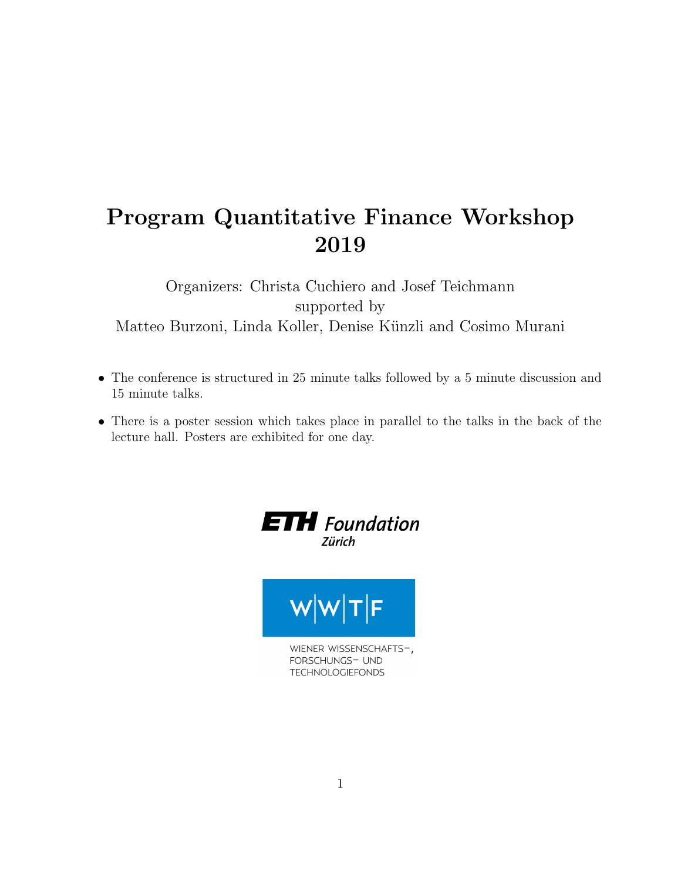# Program Quantitative Finance Workshop 2019

Organizers: Christa Cuchiero and Josef Teichmann
supported by
Matteo Burzoni, Linda Koller, Denise Künzli and Cosimo Murani

- The conference is structured in 25 minute talks followed by a 5 minute discussion and 15 minute talks.
- There is a poster session which takes place in parallel to the talks in the back of the lecture hall. Posters are exhibited for one day.

ETH Foundation Zürich

WWTF
WIENER WISSENSCHAFTS-, FORSCHUNGS- UND TECHNOLOGIEFONDS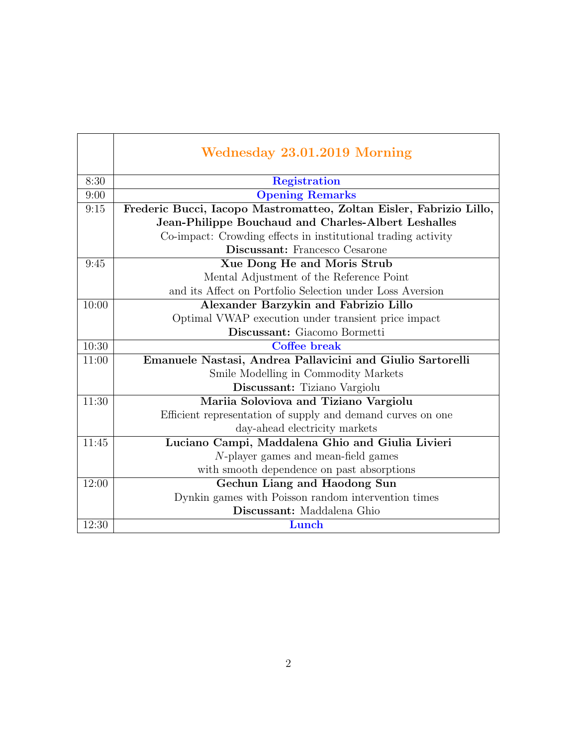| | Wednesday 23.01.2019 Morning |
|---|---|
| 8:30 | Registration |
| 9:00 | Opening Remarks |
| 9:15 | **Frederic Bucci, Iacopo Mastromatteo, Zoltan Eisler, Fabrizio Lillo, Jean-Philippe Bouchaud and Charles-Albert Leshalles**<br>Co-impact: Crowding effects in institutional trading activity<br>**Discussant:** Francesco Cesarone |
| 9:45 | **Xue Dong He and Moris Strub**<br>Mental Adjustment of the Reference Point and its Affect on Portfolio Selection under Loss Aversion |
| 10:00 | **Alexander Barzykin and Fabrizio Lillo**<br>Optimal VWAP execution under transient price impact<br>**Discussant:** Giacomo Bormetti |
| 10:30 | Coffee break |
| 11:00 | **Emanuele Nastasi, Andrea Pallavicini and Giulio Sartorelli**<br>Smile Modelling in Commodity Markets<br>**Discussant:** Tiziano Vargiolu |
| 11:30 | **Mariia Soloviova and Tiziano Vargiolu**<br>Efficient representation of supply and demand curves on one day-ahead electricity markets |
| 11:45 | **Luciano Campi, Maddalena Ghio and Giulia Livieri**<br>$N$-player games and mean-field games with smooth dependence on past absorptions |
| 12:00 | **Gechun Liang and Haodong Sun**<br>Dynkin games with Poisson random intervention times<br>**Discussant:** Maddalena Ghio |
| 12:30 | Lunch |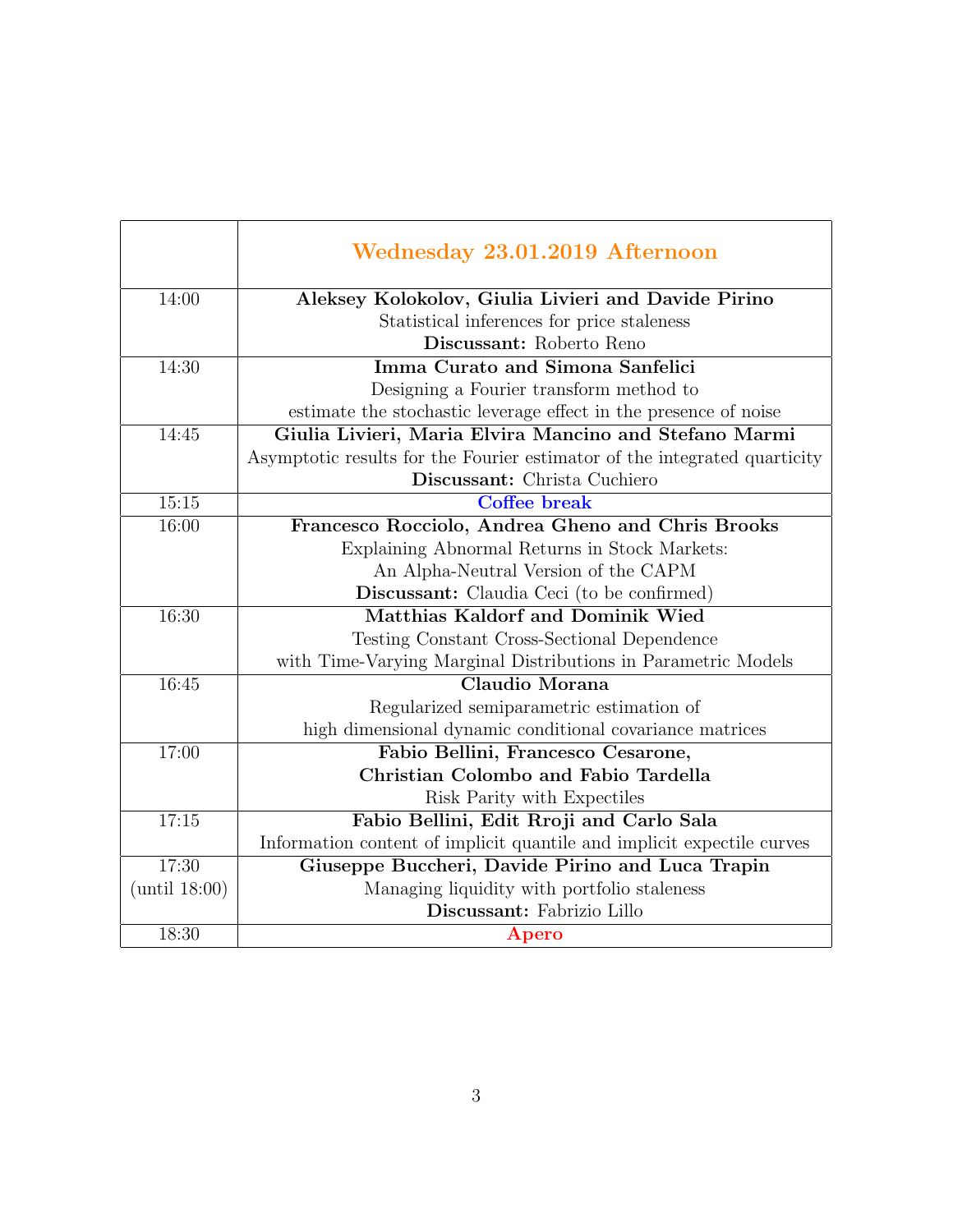| | Wednesday 23.01.2019 Afternoon |
|---|---|
| 14:00 | **Aleksey Kolokolov, Giulia Livieri and Davide Pirino**<br>Statistical inferences for price staleness<br>**Discussant:** Roberto Reno |
| 14:30 | **Imma Curato and Simona Sanfelici**<br>Designing a Fourier transform method to<br>estimate the stochastic leverage effect in the presence of noise |
| 14:45 | **Giulia Livieri, Maria Elvira Mancino and Stefano Marmi**<br>Asymptotic results for the Fourier estimator of the integrated quarticity<br>**Discussant:** Christa Cuchiero |
| 15:15 | **Coffee break** |
| 16:00 | **Francesco Rocciolo, Andrea Gheno and Chris Brooks**<br>Explaining Abnormal Returns in Stock Markets:<br>An Alpha-Neutral Version of the CAPM<br>**Discussant:** Claudia Ceci (to be confirmed) |
| 16:30 | **Matthias Kaldorf and Dominik Wied**<br>Testing Constant Cross-Sectional Dependence<br>with Time-Varying Marginal Distributions in Parametric Models |
| 16:45 | **Claudio Morana**<br>Regularized semiparametric estimation of<br>high dimensional dynamic conditional covariance matrices |
| 17:00 | **Fabio Bellini, Francesco Cesarone,**<br>**Christian Colombo and Fabio Tardella**<br>Risk Parity with Expectiles |
| 17:15 | **Fabio Bellini, Edit Rroji and Carlo Sala**<br>Information content of implicit quantile and implicit expectile curves |
| 17:30<br>(until 18:00) | **Giuseppe Buccheri, Davide Pirino and Luca Trapin**<br>Managing liquidity with portfolio staleness<br>**Discussant:** Fabrizio Lillo |
| 18:30 | **Apero** |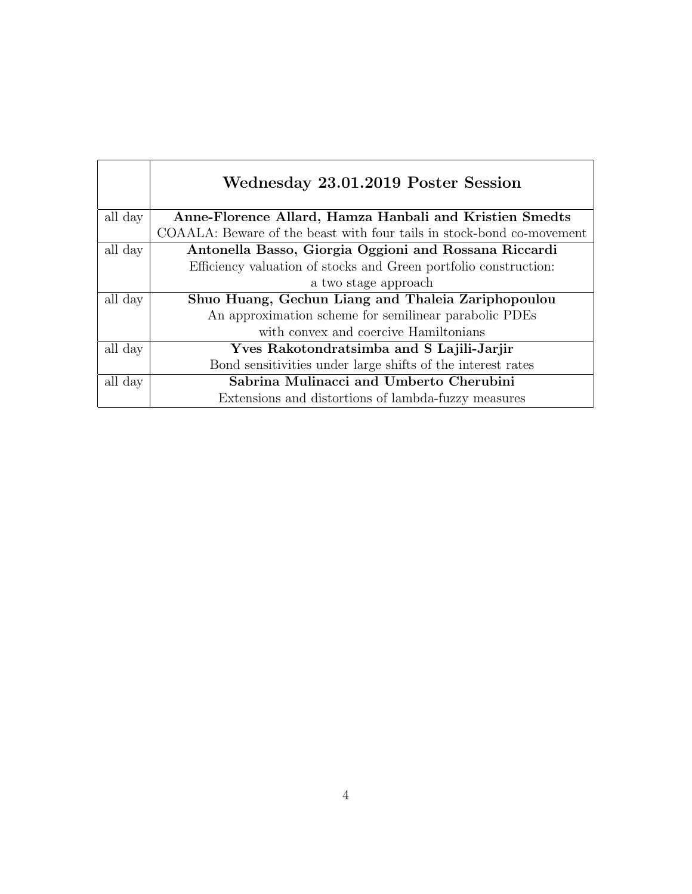| | **Wednesday 23.01.2019 Poster Session** |
|---|---|
| all day | **Anne-Florence Allard, Hamza Hanbali and Kristien Smedts**<br>COAALA: Beware of the beast with four tails in stock-bond co-movement |
| all day | **Antonella Basso, Giorgia Oggioni and Rossana Riccardi**<br>Efficiency valuation of stocks and Green portfolio construction:<br>a two stage approach |
| all day | **Shuo Huang, Gechun Liang and Thaleia Zariphopoulou**<br>An approximation scheme for semilinear parabolic PDEs<br>with convex and coercive Hamiltonians |
| all day | **Yves Rakotondratsimba and S Lajili-Jarjir**<br>Bond sensitivities under large shifts of the interest rates |
| all day | **Sabrina Mulinacci and Umberto Cherubini**<br>Extensions and distortions of lambda-fuzzy measures |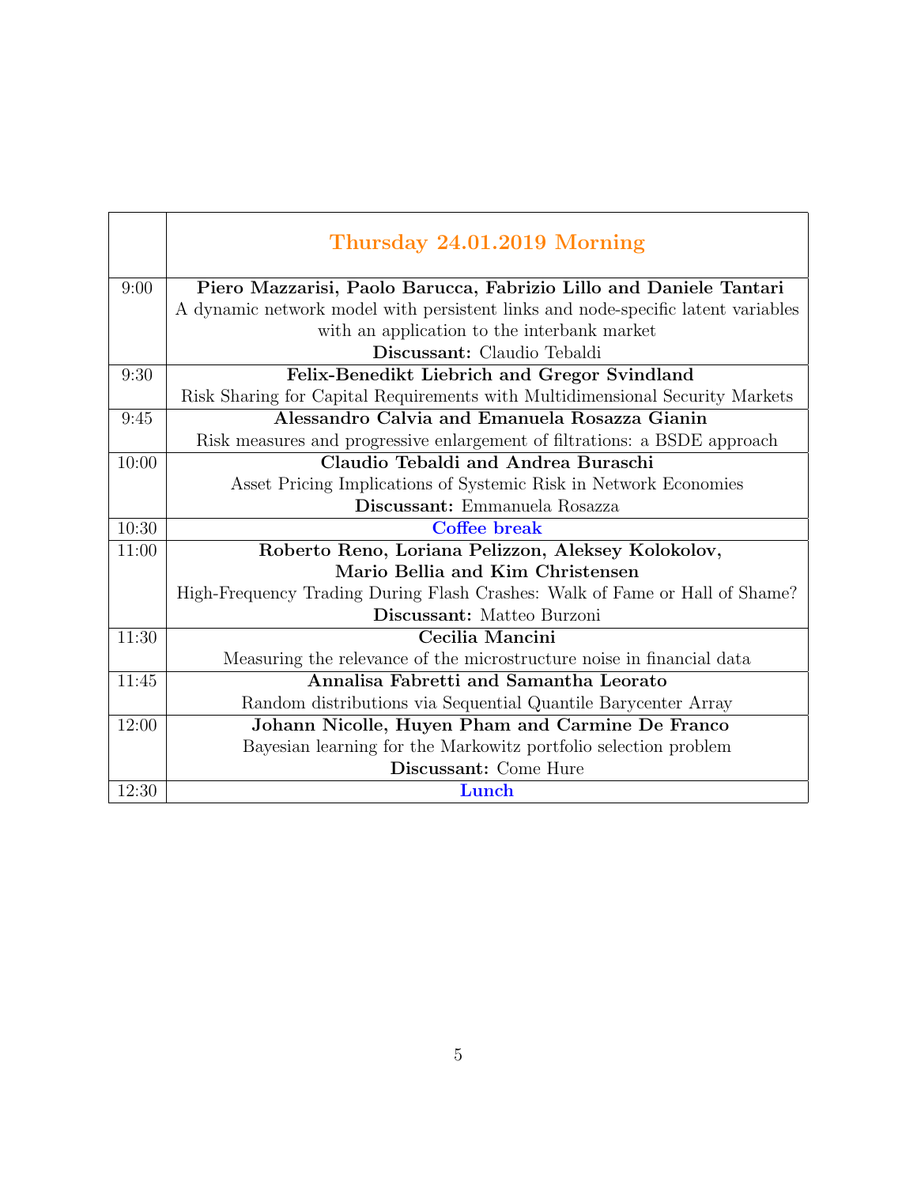|  | **Thursday 24.01.2019 Morning** |
|---|---|
| 9:00 | **Piero Mazzarisi, Paolo Barucca, Fabrizio Lillo and Daniele Tantari**<br>A dynamic network model with persistent links and node-specific latent variables with an application to the interbank market<br>**Discussant:** Claudio Tebaldi |
| 9:30 | **Felix-Benedikt Liebrich and Gregor Svindland**<br>Risk Sharing for Capital Requirements with Multidimensional Security Markets |
| 9:45 | **Alessandro Calvia and Emanuela Rosazza Gianin**<br>Risk measures and progressive enlargement of filtrations: a BSDE approach |
| 10:00 | **Claudio Tebaldi and Andrea Buraschi**<br>Asset Pricing Implications of Systemic Risk in Network Economies<br>**Discussant:** Emmanuela Rosazza |
| 10:30 | **Coffee break** |
| 11:00 | **Roberto Reno, Loriana Pelizzon, Aleksey Kolokolov, Mario Bellia and Kim Christensen**<br>High-Frequency Trading During Flash Crashes: Walk of Fame or Hall of Shame?<br>**Discussant:** Matteo Burzoni |
| 11:30 | **Cecilia Mancini**<br>Measuring the relevance of the microstructure noise in financial data |
| 11:45 | **Annalisa Fabretti and Samantha Leorato**<br>Random distributions via Sequential Quantile Barycenter Array |
| 12:00 | **Johann Nicolle, Huyen Pham and Carmine De Franco**<br>Bayesian learning for the Markowitz portfolio selection problem<br>**Discussant:** Come Hure |
| 12:30 | **Lunch** |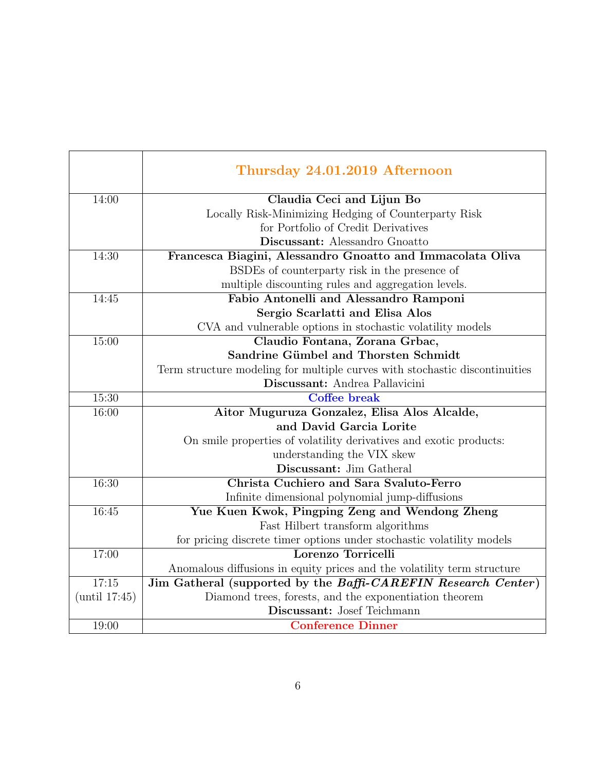| | **Thursday 24.01.2019 Afternoon** |
|---|---|
| 14:00 | **Claudia Ceci and Lijun Bo**<br>Locally Risk-Minimizing Hedging of Counterparty Risk<br>for Portfolio of Credit Derivatives<br>**Discussant:** Alessandro Gnoatto |
| 14:30 | **Francesca Biagini, Alessandro Gnoatto and Immacolata Oliva**<br>BSDEs of counterparty risk in the presence of<br>multiple discounting rules and aggregation levels. |
| 14:45 | **Fabio Antonelli and Alessandro Ramponi**<br>**Sergio Scarlatti and Elisa Alos**<br>CVA and vulnerable options in stochastic volatility models |
| 15:00 | **Claudio Fontana, Zorana Grbac,**<br>**Sandrine Gümbel and Thorsten Schmidt**<br>Term structure modeling for multiple curves with stochastic discontinuities<br>**Discussant:** Andrea Pallavicini |
| 15:30 | Coffee break |
| 16:00 | **Aitor Muguruza Gonzalez, Elisa Alos Alcalde,**<br>**and David Garcia Lorite**<br>On smile properties of volatility derivatives and exotic products:<br>understanding the VIX skew<br>**Discussant:** Jim Gatheral |
| 16:30 | **Christa Cuchiero and Sara Svaluto-Ferro**<br>Infinite dimensional polynomial jump-diffusions |
| 16:45 | **Yue Kuen Kwok, Pingping Zeng and Wendong Zheng**<br>Fast Hilbert transform algorithms<br>for pricing discrete timer options under stochastic volatility models |
| 17:00 | **Lorenzo Torricelli**<br>Anomalous diffusions in equity prices and the volatility term structure |
| 17:15<br>(until 17:45) | **Jim Gatheral (supported by the *Baffi-CAREFIN Research Center*)**<br>Diamond trees, forests, and the exponentiation theorem<br>**Discussant:** Josef Teichmann |
| 19:00 | Conference Dinner |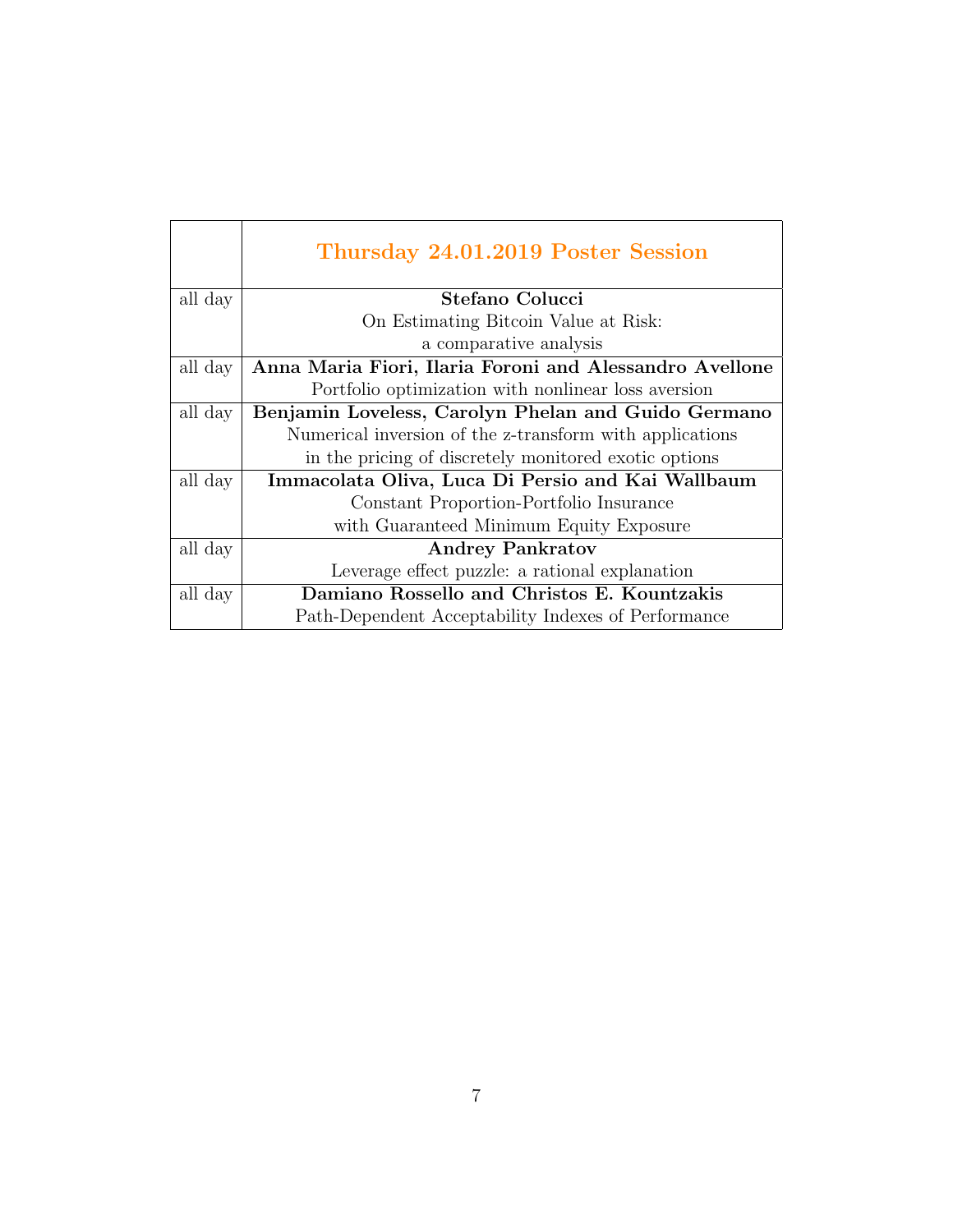| | Thursday 24.01.2019 Poster Session |
|---|---|
| all day | **Stefano Colucci**<br>On Estimating Bitcoin Value at Risk:<br>a comparative analysis |
| all day | **Anna Maria Fiori, Ilaria Foroni and Alessandro Avellone**<br>Portfolio optimization with nonlinear loss aversion |
| all day | **Benjamin Loveless, Carolyn Phelan and Guido Germano**<br>Numerical inversion of the z-transform with applications<br>in the pricing of discretely monitored exotic options |
| all day | **Immacolata Oliva, Luca Di Persio and Kai Wallbaum**<br>Constant Proportion-Portfolio Insurance<br>with Guaranteed Minimum Equity Exposure |
| all day | **Andrey Pankratov**<br>Leverage effect puzzle: a rational explanation |
| all day | **Damiano Rossello and Christos E. Kountzakis**<br>Path-Dependent Acceptability Indexes of Performance |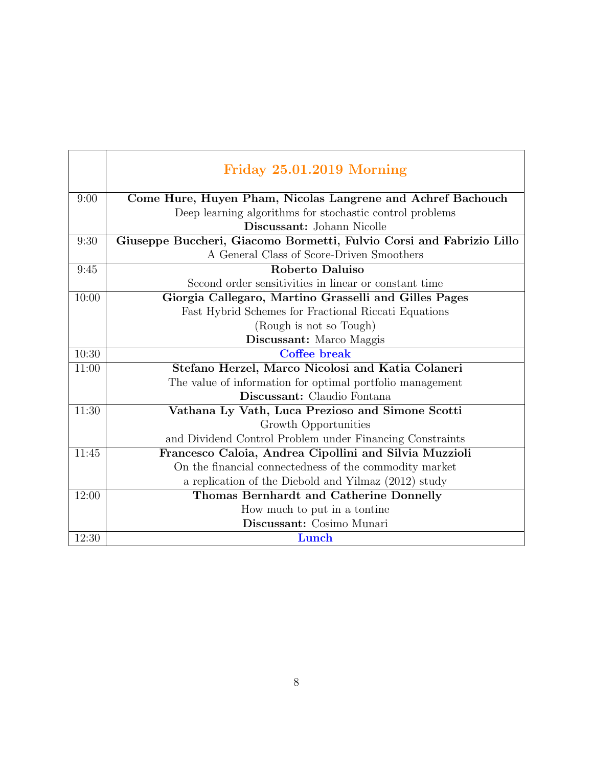| | **Friday 25.01.2019 Morning** |
|---|---|
| 9:00 | **Come Hure, Huyen Pham, Nicolas Langrene and Achref Bachouch**<br>Deep learning algorithms for stochastic control problems<br>**Discussant:** Johann Nicolle |
| 9:30 | **Giuseppe Buccheri, Giacomo Bormetti, Fulvio Corsi and Fabrizio Lillo**<br>A General Class of Score-Driven Smoothers |
| 9:45 | **Roberto Daluiso**<br>Second order sensitivities in linear or constant time |
| 10:00 | **Giorgia Callegaro, Martino Grasselli and Gilles Pages**<br>Fast Hybrid Schemes for Fractional Riccati Equations<br>(Rough is not so Tough)<br>**Discussant:** Marco Maggis |
| 10:30 | **Coffee break** |
| 11:00 | **Stefano Herzel, Marco Nicolosi and Katia Colaneri**<br>The value of information for optimal portfolio management<br>**Discussant:** Claudio Fontana |
| 11:30 | **Vathana Ly Vath, Luca Prezioso and Simone Scotti**<br>Growth Opportunities<br>and Dividend Control Problem under Financing Constraints |
| 11:45 | **Francesco Caloia, Andrea Cipollini and Silvia Muzzioli**<br>On the financial connectedness of the commodity market<br>a replication of the Diebold and Yilmaz (2012) study |
| 12:00 | **Thomas Bernhardt and Catherine Donnelly**<br>How much to put in a tontine<br>**Discussant:** Cosimo Munari |
| 12:30 | **Lunch** |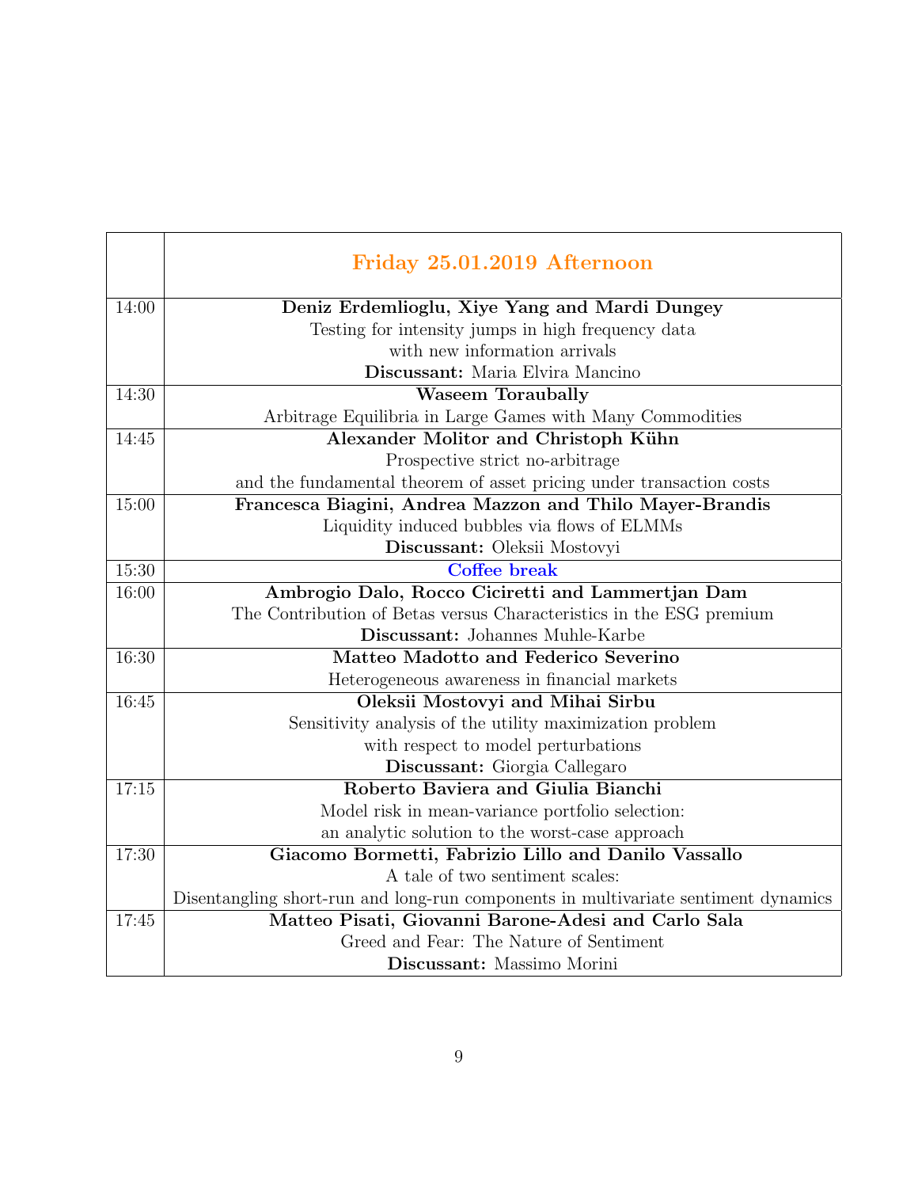| | **Friday 25.01.2019 Afternoon** |
|---|---|
| 14:00 | **Deniz Erdemlioglu, Xiye Yang and Mardi Dungey**<br>Testing for intensity jumps in high frequency data<br>with new information arrivals<br>**Discussant:** Maria Elvira Mancino |
| 14:30 | **Waseem Toraubally**<br>Arbitrage Equilibria in Large Games with Many Commodities |
| 14:45 | **Alexander Molitor and Christoph Kühn**<br>Prospective strict no-arbitrage<br>and the fundamental theorem of asset pricing under transaction costs |
| 15:00 | **Francesca Biagini, Andrea Mazzon and Thilo Mayer-Brandis**<br>Liquidity induced bubbles via flows of ELMMs<br>**Discussant:** Oleksii Mostovyi |
| 15:30 | Coffee break |
| 16:00 | **Ambrogio Dalo, Rocco Ciciretti and Lammertjan Dam**<br>The Contribution of Betas versus Characteristics in the ESG premium<br>**Discussant:** Johannes Muhle-Karbe |
| 16:30 | **Matteo Madotto and Federico Severino**<br>Heterogeneous awareness in financial markets |
| 16:45 | **Oleksii Mostovyi and Mihai Sirbu**<br>Sensitivity analysis of the utility maximization problem<br>with respect to model perturbations<br>**Discussant:** Giorgia Callegaro |
| 17:15 | **Roberto Baviera and Giulia Bianchi**<br>Model risk in mean-variance portfolio selection:<br>an analytic solution to the worst-case approach |
| 17:30 | **Giacomo Bormetti, Fabrizio Lillo and Danilo Vassallo**<br>A tale of two sentiment scales:<br>Disentangling short-run and long-run components in multivariate sentiment dynamics |
| 17:45 | **Matteo Pisati, Giovanni Barone-Adesi and Carlo Sala**<br>Greed and Fear: The Nature of Sentiment<br>**Discussant:** Massimo Morini |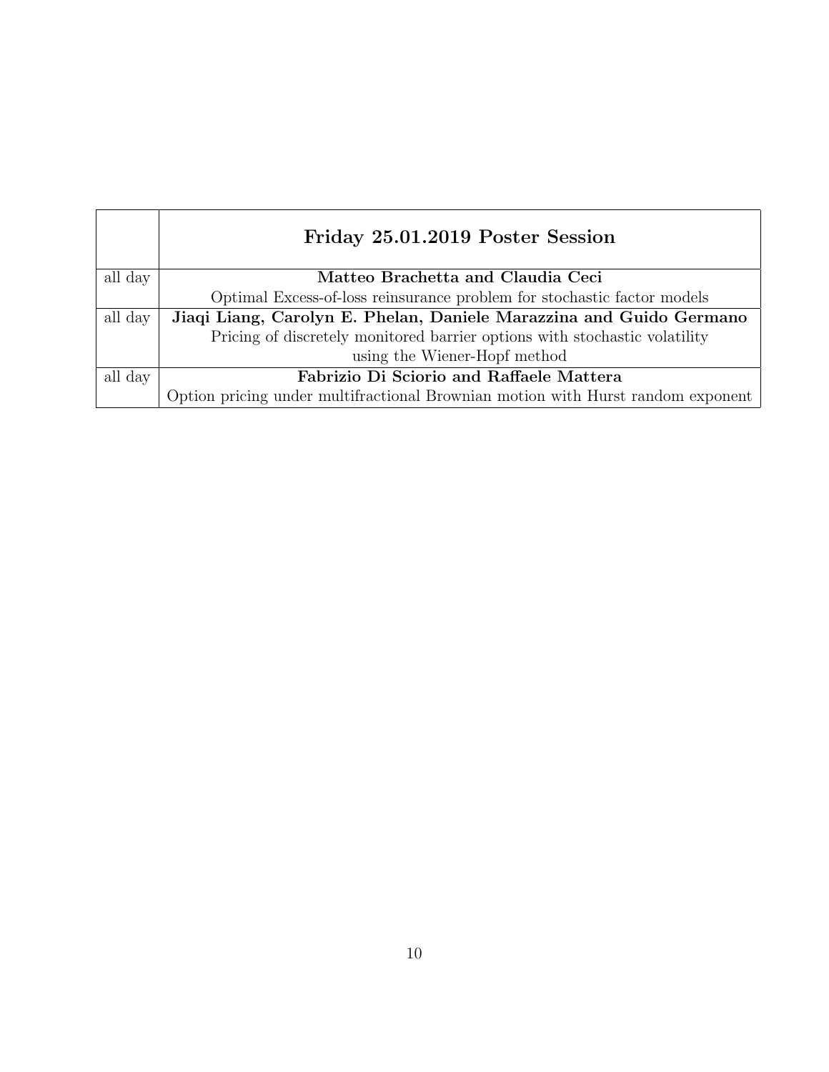| | **Friday 25.01.2019 Poster Session** |
|---|---|
| all day | **Matteo Brachetta and Claudia Ceci**<br>Optimal Excess-of-loss reinsurance problem for stochastic factor models |
| all day | **Jiaqi Liang, Carolyn E. Phelan, Daniele Marazzina and Guido Germano**<br>Pricing of discretely monitored barrier options with stochastic volatility using the Wiener-Hopf method |
| all day | **Fabrizio Di Sciorio and Raffaele Mattera**<br>Option pricing under multifractional Brownian motion with Hurst random exponent |